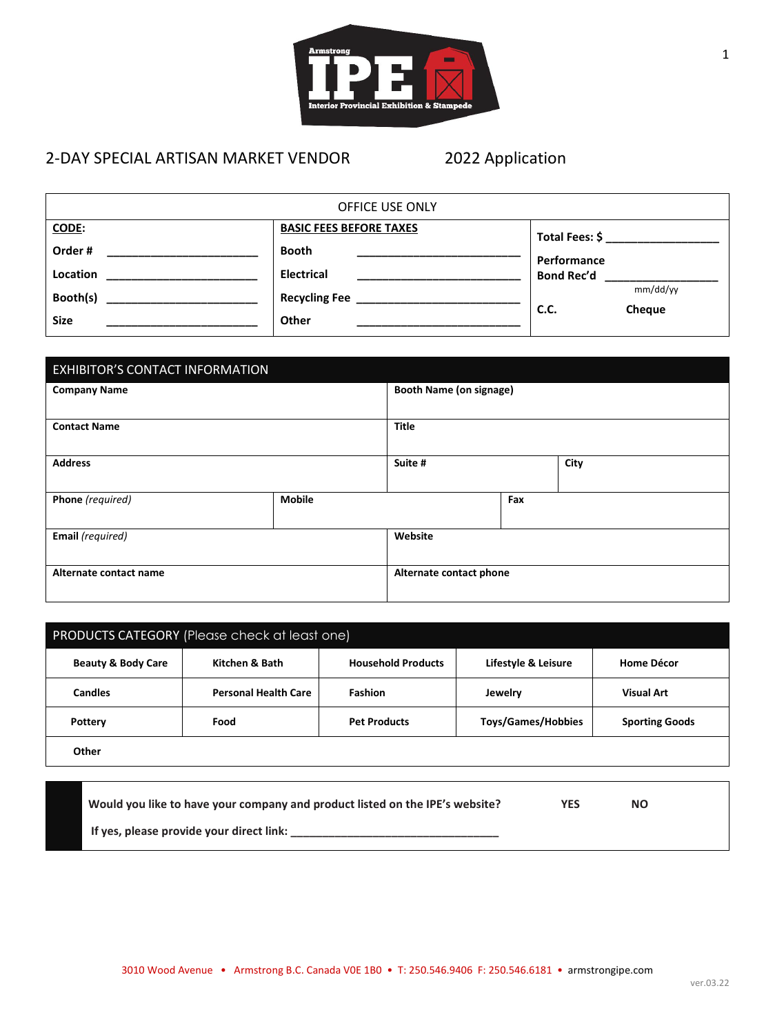Armstrong IPE Interior Provincial Exhibition & Stampede

# 2-DAY SPECIAL ARTISAN MARKET VENDOR 2022 Application

| OFFICE USE ONLY | | |
|---|---|---|
| **CODE:** | **BASIC FEES BEFORE TAXES** | **Total Fees: $** ________________ |
| **Order #** ______________________ | **Booth** ______________________ | **Performance Bond Rec'd** ________________ mm/dd/yy |
| **Location** ______________________ | **Electrical** ______________________ | **C.C.** **Cheque** |
| **Booth(s)** ______________________ | **Recycling Fee** ______________________ | |
| **Size** ______________________ | **Other** ______________________ | |

## EXHIBITOR'S CONTACT INFORMATION

| | | | |
|---|---|---|---|
| **Company Name** | | **Booth Name (on signage)** | |
| **Contact Name** | | **Title** | |
| **Address** | | **Suite #** | **City** |
| **Phone** *(required)* | **Mobile** | | **Fax** |
| **Email** *(required)* | | **Website** | |
| **Alternate contact name** | | **Alternate contact phone** | |

## PRODUCTS CATEGORY (Please check at least one)

| | | | | |
|---|---|---|---|---|
| **Beauty & Body Care** | **Kitchen & Bath** | **Household Products** | **Lifestyle & Leisure** | **Home Décor** |
| **Candles** | **Personal Health Care** | **Fashion** | **Jewelry** | **Visual Art** |
| **Pottery** | **Food** | **Pet Products** | **Toys/Games/Hobbies** | **Sporting Goods** |
| **Other** | | | | |

**Would you like to have your company and product listed on the IPE's website?** **YES** **NO**

**If yes, please provide your direct link:** ________________________________

3010 Wood Avenue • Armstrong B.C. Canada V0E 1B0 • T: 250.546.9406 F: 250.546.6181 • armstrongipe.com

ver.03.22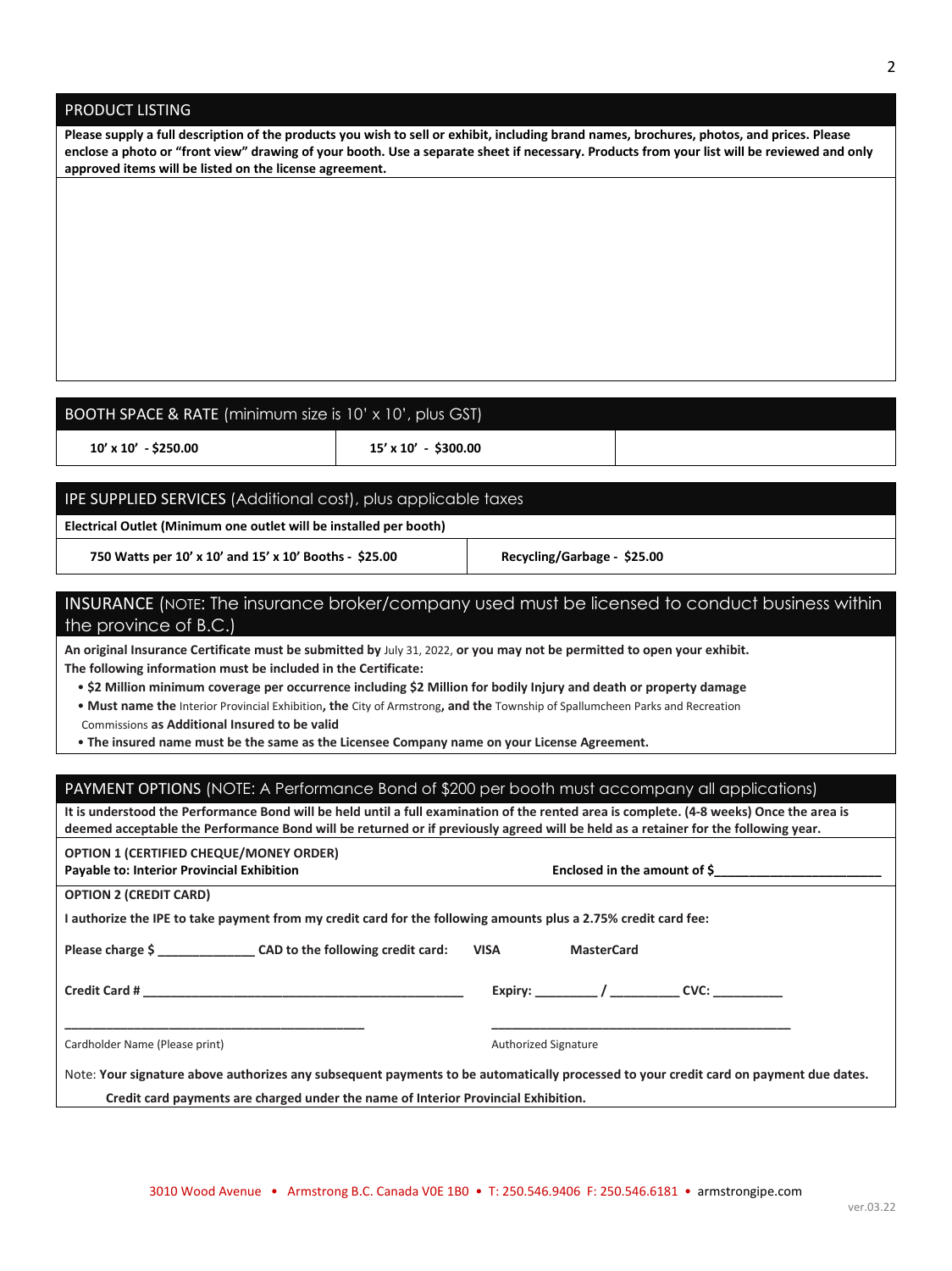## PRODUCT LISTING

**Please supply a full description of the products you wish to sell or exhibit, including brand names, brochures, photos, and prices. Please enclose a photo or "front view" drawing of your booth. Use a separate sheet if necessary. Products from your list will be reviewed and only approved items will be listed on the license agreement.**

## BOOTH SPACE & RATE (minimum size is 10' x 10', plus GST)

| | | |
|---|---|---|
| **10' x 10' - $250.00** | **15' x 10' - $300.00** | |

## IPE SUPPLIED SERVICES (Additional cost), plus applicable taxes

**Electrical Outlet (Minimum one outlet will be installed per booth)**

| | |
|---|---|
| **750 Watts per 10' x 10' and 15' x 10' Booths - $25.00** | **Recycling/Garbage - $25.00** |

## INSURANCE (NOTE: The insurance broker/company used must be licensed to conduct business within the province of B.C.)

**An original Insurance Certificate must be submitted by** July 31, 2022, **or you may not be permitted to open your exhibit.**

**The following information must be included in the Certificate:**

- **$2 Million minimum coverage per occurrence including $2 Million for bodily Injury and death or property damage**
- **Must name the** Interior Provincial Exhibition**, the** City of Armstrong**, and the** Township of Spallumcheen Parks and Recreation Commissions **as Additional Insured to be valid**
- **The insured name must be the same as the Licensee Company name on your License Agreement.**

## PAYMENT OPTIONS (NOTE: A Performance Bond of $200 per booth must accompany all applications)

**It is understood the Performance Bond will be held until a full examination of the rented area is complete. (4-8 weeks) Once the area is deemed acceptable the Performance Bond will be returned or if previously agreed will be held as a retainer for the following year.**

**OPTION 1 (CERTIFIED CHEQUE/MONEY ORDER)**
**Payable to: Interior Provincial Exhibition** **Enclosed in the amount of $________________________**

**OPTION 2 (CREDIT CARD)**

**I authorize the IPE to take payment from my credit card for the following amounts plus a 2.75% credit card fee:**

**Please charge $ ______________ CAD to the following credit card:** **VISA** **MasterCard**

**Credit Card # ______________________________________________** **Expiry: _________ / __________ CVC: __________**

__________________________________________ __________________________________________

Cardholder Name (Please print) Authorized Signature

Note: **Your signature above authorizes any subsequent payments to be automatically processed to your credit card on payment due dates.**

**Credit card payments are charged under the name of Interior Provincial Exhibition.**

3010 Wood Avenue • Armstrong B.C. Canada V0E 1B0 • T: 250.546.9406 F: 250.546.6181 • armstrongipe.com

ver.03.22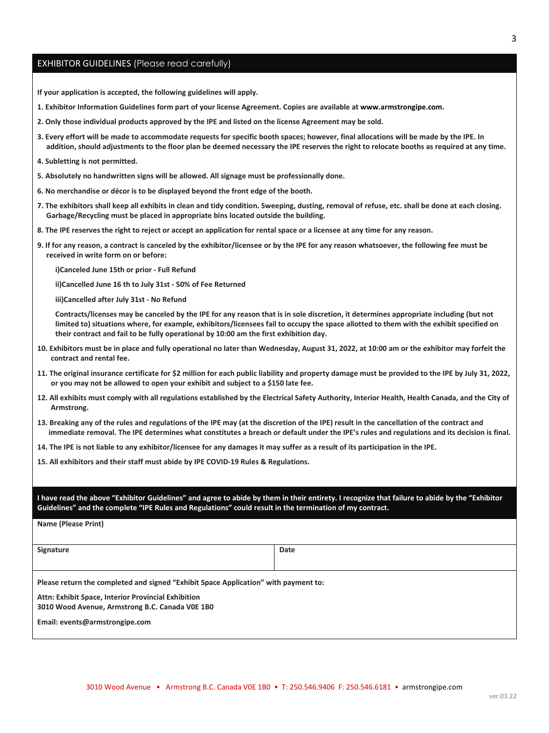## EXHIBITOR GUIDELINES (Please read carefully)

**If your application is accepted, the following guidelines will apply.**

**1. Exhibitor Information Guidelines form part of your license Agreement. Copies are available at www.armstrongipe.com.**

**2. Only those individual products approved by the IPE and listed on the license Agreement may be sold.**

**3. Every effort will be made to accommodate requests for specific booth spaces; however, final allocations will be made by the IPE. In addition, should adjustments to the floor plan be deemed necessary the IPE reserves the right to relocate booths as required at any time.**

**4. Subletting is not permitted.**

**5. Absolutely no handwritten signs will be allowed. All signage must be professionally done.**

**6. No merchandise or décor is to be displayed beyond the front edge of the booth.**

**7. The exhibitors shall keep all exhibits in clean and tidy condition. Sweeping, dusting, removal of refuse, etc. shall be done at each closing. Garbage/Recycling must be placed in appropriate bins located outside the building.**

**8. The IPE reserves the right to reject or accept an application for rental space or a licensee at any time for any reason.**

**9. If for any reason, a contract is canceled by the exhibitor/licensee or by the IPE for any reason whatsoever, the following fee must be received in write form on or before:**

**i)Canceled June 15th or prior - Full Refund**

**ii)Cancelled June 16 th to July 31st - 50% of Fee Returned**

**iii)Cancelled after July 31st - No Refund**

**Contracts/licenses may be canceled by the IPE for any reason that is in sole discretion, it determines appropriate including (but not limited to) situations where, for example, exhibitors/licensees fail to occupy the space allotted to them with the exhibit specified on their contract and fail to be fully operational by 10:00 am the first exhibition day.**

**10. Exhibitors must be in place and fully operational no later than Wednesday, August 31, 2022, at 10:00 am or the exhibitor may forfeit the contract and rental fee.**

**11. The original insurance certificate for $2 million for each public liability and property damage must be provided to the IPE by July 31, 2022, or you may not be allowed to open your exhibit and subject to a $150 late fee.**

**12. All exhibits must comply with all regulations established by the Electrical Safety Authority, Interior Health, Health Canada, and the City of Armstrong.**

**13. Breaking any of the rules and regulations of the IPE may (at the discretion of the IPE) result in the cancellation of the contract and immediate removal. The IPE determines what constitutes a breach or default under the IPE's rules and regulations and its decision is final.**

**14. The IPE is not liable to any exhibitor/licensee for any damages it may suffer as a result of its participation in the IPE.**

**15. All exhibitors and their staff must abide by IPE COVID-19 Rules & Regulations.**

**I have read the above "Exhibitor Guidelines" and agree to abide by them in their entirety. I recognize that failure to abide by the "Exhibitor Guidelines" and the complete "IPE Rules and Regulations" could result in the termination of my contract.**

**Name (Please Print)**

| | |
|---|---|
| **Signature** | **Date** |

**Please return the completed and signed "Exhibit Space Application" with payment to:**

**Attn: Exhibit Space, Interior Provincial Exhibition**
**3010 Wood Avenue, Armstrong B.C. Canada V0E 1B0**

**Email: events@armstrongipe.com**

3010 Wood Avenue • Armstrong B.C. Canada V0E 1B0 • T: 250.546.9406 F: 250.546.6181 • armstrongipe.com

ver.03.22